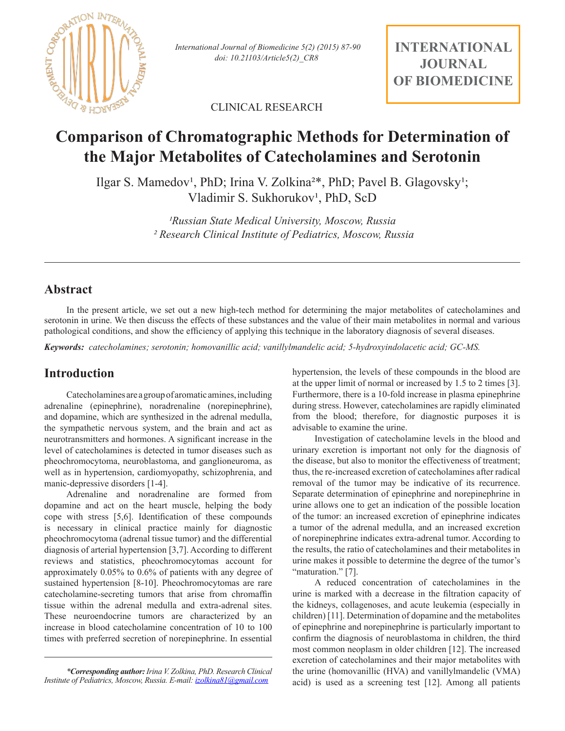CLINICAL RESEARCH

# Comparison of Chromatographic Methods for Determination of the Major Metabolites of Catecholamines and Serotonin

Ilgar S. Mamedov[1], PhD; Irina V. Zolkina[2]*, PhD; Pavel B. Glagovsky[1]; Vladimir S. Sukhorukov[1], PhD, ScD

*[1]Russian State Medical University, Moscow, Russia*
*[2] Research Clinical Institute of Pediatrics, Moscow, Russia*

---

## Abstract

In the present article, we set out a new high-tech method for determining the major metabolites of catecholamines and serotonin in urine. We then discuss the effects of these substances and the value of their main metabolites in normal and various pathological conditions, and show the efficiency of applying this technique in the laboratory diagnosis of several diseases.

***Keywords:*** *catecholamines; serotonin; homovanillic acid; vanillylmandelic acid; 5-hydroxyindolacetic acid; GC-MS.*

## Introduction

Catecholamines are a group of aromatic amines, including adrenaline (epinephrine), noradrenaline (norepinephrine), and dopamine, which are synthesized in the adrenal medulla, the sympathetic nervous system, and the brain and act as neurotransmitters and hormones. A significant increase in the level of catecholamines is detected in tumor diseases such as pheochromocytoma, neuroblastoma, and ganglioneuroma, as well as in hypertension, cardiomyopathy, schizophrenia, and manic-depressive disorders [1-4].

Adrenaline and noradrenaline are formed from dopamine and act on the heart muscle, helping the body cope with stress [5,6]. Identification of these compounds is necessary in clinical practice mainly for diagnostic pheochromocytoma (adrenal tissue tumor) and the differential diagnosis of arterial hypertension [3,7]. According to different reviews and statistics, pheochromocytomas account for approximately 0.05% to 0.6% of patients with any degree of sustained hypertension [8-10]. Pheochromocytomas are rare catecholamine-secreting tumors that arise from chromaffin tissue within the adrenal medulla and extra-adrenal sites. These neuroendocrine tumors are characterized by an increase in blood catecholamine concentration of 10 to 100 times with preferred secretion of norepinephrine. In essential hypertension, the levels of these compounds in the blood are at the upper limit of normal or increased by 1.5 to 2 times [3]. Furthermore, there is a 10-fold increase in plasma epinephrine during stress. However, catecholamines are rapidly eliminated from the blood; therefore, for diagnostic purposes it is advisable to examine the urine.

Investigation of catecholamine levels in the blood and urinary excretion is important not only for the diagnosis of the disease, but also to monitor the effectiveness of treatment; thus, the re-increased excretion of catecholamines after radical removal of the tumor may be indicative of its recurrence. Separate determination of epinephrine and norepinephrine in urine allows one to get an indication of the possible location of the tumor: an increased excretion of epinephrine indicates a tumor of the adrenal medulla, and an increased excretion of norepinephrine indicates extra-adrenal tumor. According to the results, the ratio of catecholamines and their metabolites in urine makes it possible to determine the degree of the tumor's "maturation." [7].

A reduced concentration of catecholamines in the urine is marked with a decrease in the filtration capacity of the kidneys, collagenoses, and acute leukemia (especially in children) [11]. Determination of dopamine and the metabolites of epinephrine and norepinephrine is particularly important to confirm the diagnosis of neuroblastoma in children, the third most common neoplasm in older children [12]. The increased excretion of catecholamines and their major metabolites with the urine (homovanillic (HVA) and vanillylmandelic (VMA) acid) is used as a screening test [12]. Among all patients

---

**Corresponding author:* Irina V. Zolkina, PhD. Research Clinical Institute of Pediatrics, Moscow, Russia. E-mail: izolkina81@gmail.com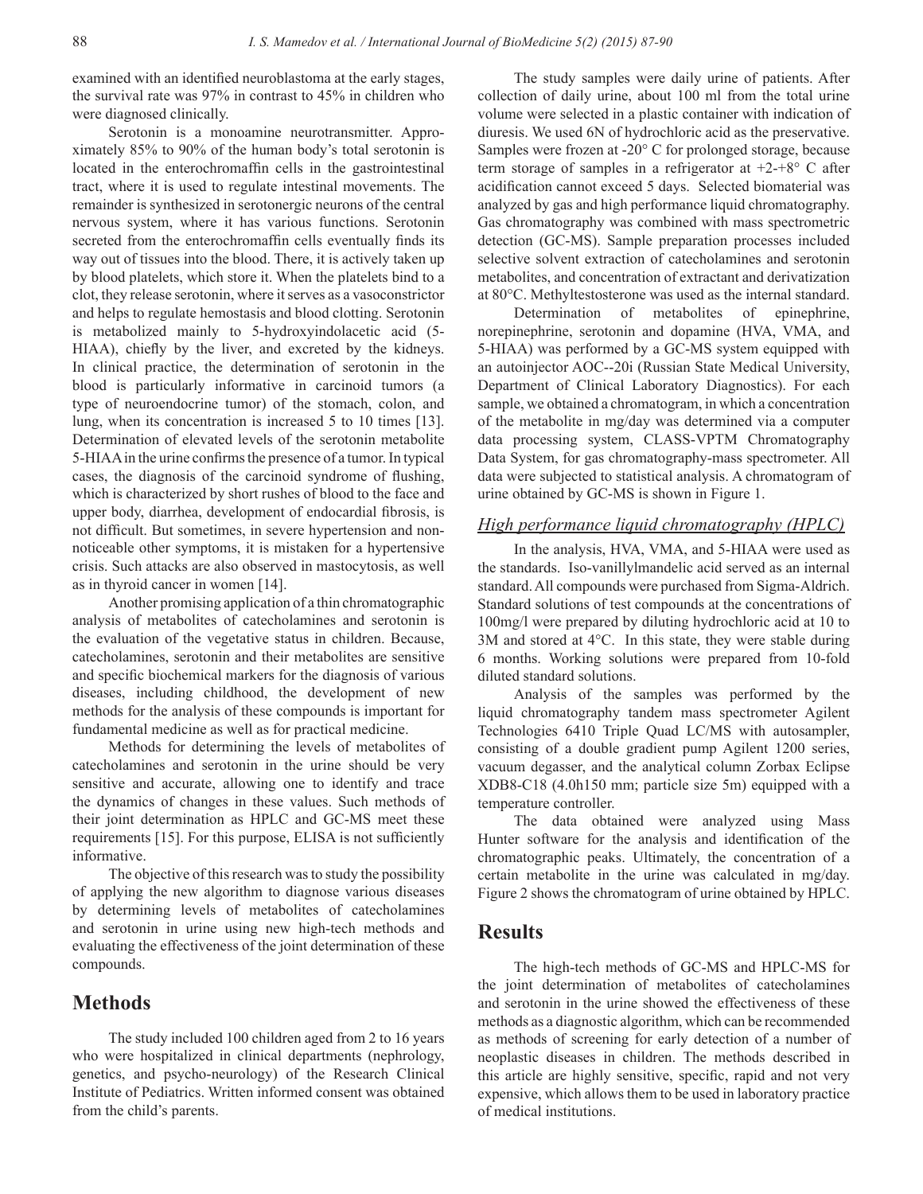examined with an identified neuroblastoma at the early stages, the survival rate was 97% in contrast to 45% in children who were diagnosed clinically.

Serotonin is a monoamine neurotransmitter. Approximately 85% to 90% of the human body's total serotonin is located in the enterochromaffin cells in the gastrointestinal tract, where it is used to regulate intestinal movements. The remainder is synthesized in serotonergic neurons of the central nervous system, where it has various functions. Serotonin secreted from the enterochromaffin cells eventually finds its way out of tissues into the blood. There, it is actively taken up by blood platelets, which store it. When the platelets bind to a clot, they release serotonin, where it serves as a vasoconstrictor and helps to regulate hemostasis and blood clotting. Serotonin is metabolized mainly to 5-hydroxyindolacetic acid (5-HIAA), chiefly by the liver, and excreted by the kidneys. In clinical practice, the determination of serotonin in the blood is particularly informative in carcinoid tumors (a type of neuroendocrine tumor) of the stomach, colon, and lung, when its concentration is increased 5 to 10 times [13]. Determination of elevated levels of the serotonin metabolite 5-HIAA in the urine confirms the presence of a tumor. In typical cases, the diagnosis of the carcinoid syndrome of flushing, which is characterized by short rushes of blood to the face and upper body, diarrhea, development of endocardial fibrosis, is not difficult. But sometimes, in severe hypertension and non-noticeable other symptoms, it is mistaken for a hypertensive crisis. Such attacks are also observed in mastocytosis, as well as in thyroid cancer in women [14].

Another promising application of a thin chromatographic analysis of metabolites of catecholamines and serotonin is the evaluation of the vegetative status in children. Because, catecholamines, serotonin and their metabolites are sensitive and specific biochemical markers for the diagnosis of various diseases, including childhood, the development of new methods for the analysis of these compounds is important for fundamental medicine as well as for practical medicine.

Methods for determining the levels of metabolites of catecholamines and serotonin in the urine should be very sensitive and accurate, allowing one to identify and trace the dynamics of changes in these values. Such methods of their joint determination as HPLC and GC-MS meet these requirements [15]. For this purpose, ELISA is not sufficiently informative.

The objective of this research was to study the possibility of applying the new algorithm to diagnose various diseases by determining levels of metabolites of catecholamines and serotonin in urine using new high-tech methods and evaluating the effectiveness of the joint determination of these compounds.

## Methods

The study included 100 children aged from 2 to 16 years who were hospitalized in clinical departments (nephrology, genetics, and psycho-neurology) of the Research Clinical Institute of Pediatrics. Written informed consent was obtained from the child's parents.

The study samples were daily urine of patients. After collection of daily urine, about 100 ml from the total urine volume were selected in a plastic container with indication of diuresis. We used 6N of hydrochloric acid as the preservative. Samples were frozen at -20° C for prolonged storage, because term storage of samples in a refrigerator at +2-+8° C after acidification cannot exceed 5 days. Selected biomaterial was analyzed by gas and high performance liquid chromatography. Gas chromatography was combined with mass spectrometric detection (GC-MS). Sample preparation processes included selective solvent extraction of catecholamines and serotonin metabolites, and concentration of extractant and derivatization at 80°C. Methyltestosterone was used as the internal standard.

Determination of metabolites of epinephrine, norepinephrine, serotonin and dopamine (HVA, VMA, and 5-HIAA) was performed by a GC-MS system equipped with an autoinjector AOC--20i (Russian State Medical University, Department of Clinical Laboratory Diagnostics). For each sample, we obtained a chromatogram, in which a concentration of the metabolite in mg/day was determined via a computer data processing system, CLASS-VPTM Chromatography Data System, for gas chromatography-mass spectrometer. All data were subjected to statistical analysis. A chromatogram of urine obtained by GC-MS is shown in Figure 1.

### *High performance liquid chromatography (HPLC)*

In the analysis, HVA, VMA, and 5-HIAA were used as the standards. Iso-vanillylmandelic acid served as an internal standard. All compounds were purchased from Sigma-Aldrich. Standard solutions of test compounds at the concentrations of 100mg/l were prepared by diluting hydrochloric acid at 10 to 3M and stored at 4°C. In this state, they were stable during 6 months. Working solutions were prepared from 10-fold diluted standard solutions.

Analysis of the samples was performed by the liquid chromatography tandem mass spectrometer Agilent Technologies 6410 Triple Quad LC/MS with autosampler, consisting of a double gradient pump Agilent 1200 series, vacuum degasser, and the analytical column Zorbax Eclipse XDB8-C18 (4.0h150 mm; particle size 5m) equipped with a temperature controller.

The data obtained were analyzed using Mass Hunter software for the analysis and identification of the chromatographic peaks. Ultimately, the concentration of a certain metabolite in the urine was calculated in mg/day. Figure 2 shows the chromatogram of urine obtained by HPLC.

## Results

The high-tech methods of GC-MS and HPLC-MS for the joint determination of metabolites of catecholamines and serotonin in the urine showed the effectiveness of these methods as a diagnostic algorithm, which can be recommended as methods of screening for early detection of a number of neoplastic diseases in children. The methods described in this article are highly sensitive, specific, rapid and not very expensive, which allows them to be used in laboratory practice of medical institutions.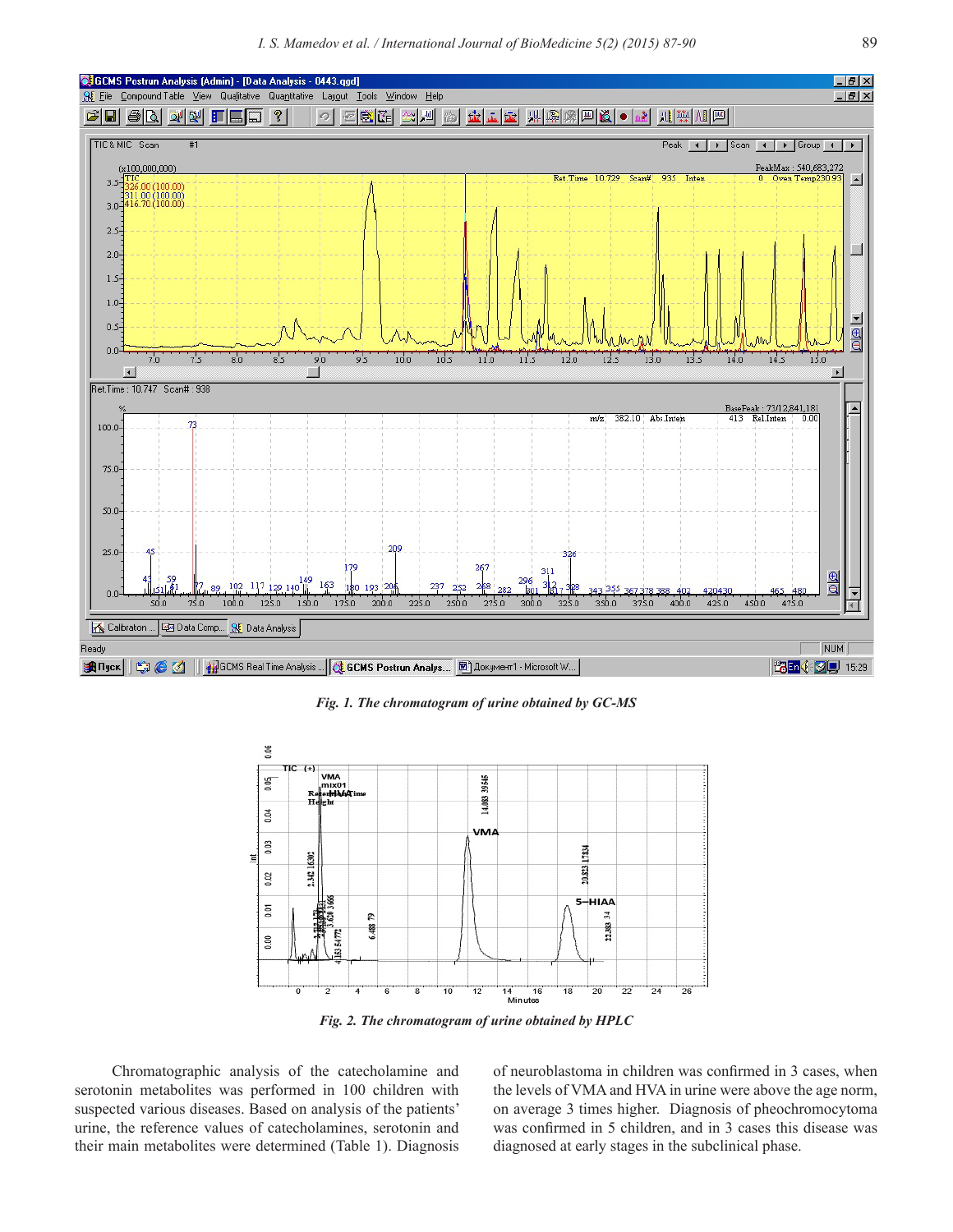*Fig. 1. The chromatogram of urine obtained by GC-MS*

*Fig. 2. The chromatogram of urine obtained by HPLC*

Chromatographic analysis of the catecholamine and serotonin metabolites was performed in 100 children with suspected various diseases. Based on analysis of the patients' urine, the reference values of catecholamines, serotonin and their main metabolites were determined (Table 1). Diagnosis of neuroblastoma in children was confirmed in 3 cases, when the levels of VMA and HVA in urine were above the age norm, on average 3 times higher. Diagnosis of pheochromocytoma was confirmed in 5 children, and in 3 cases this disease was diagnosed at early stages in the subclinical phase.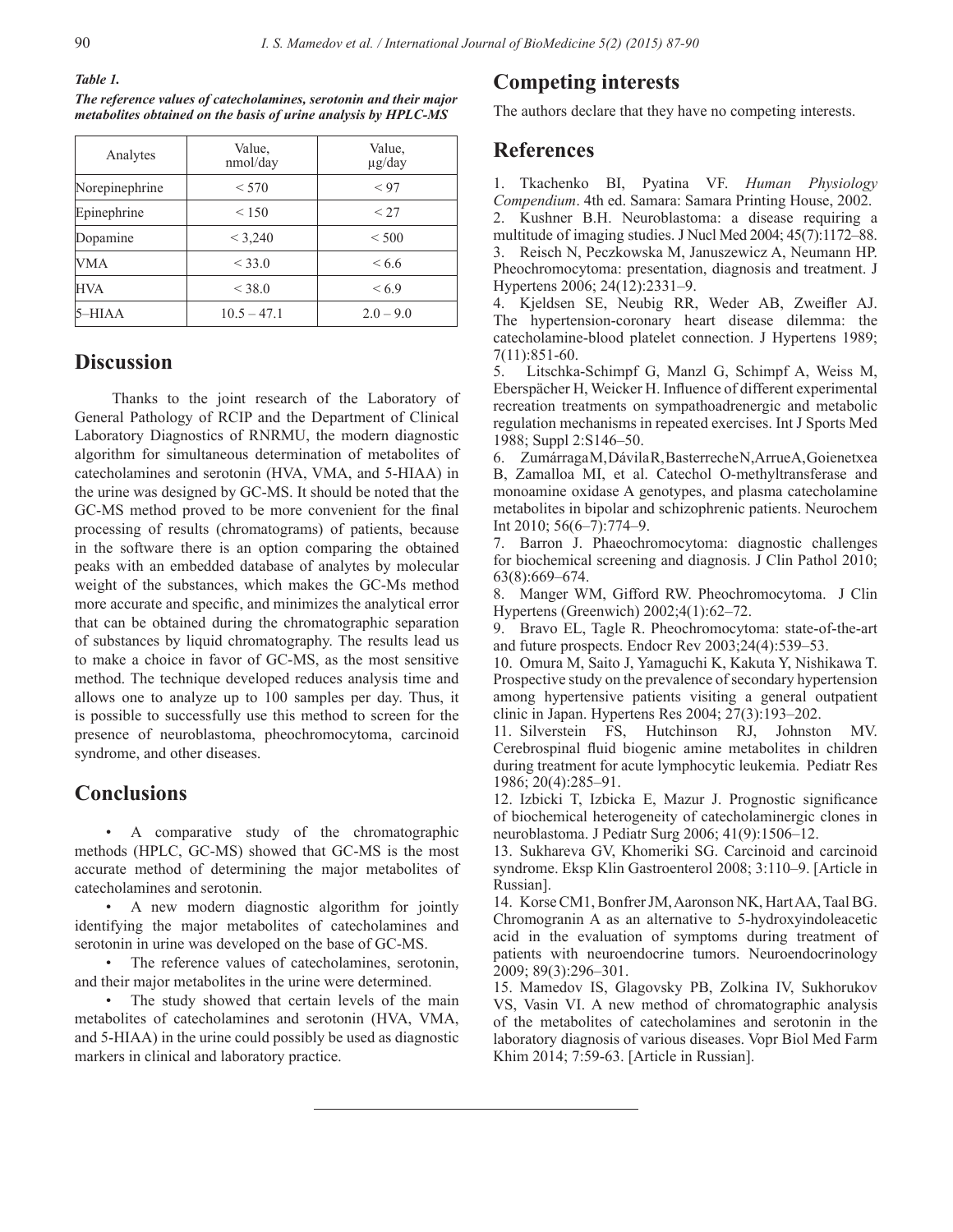***Table 1.***

***The reference values of catecholamines, serotonin and their major metabolites obtained on the basis of urine analysis by HPLC-MS***

| Analytes | Value, nmol/day | Value, µg/day |
|---|---|---|
| Norepinephrine | < 570 | < 97 |
| Epinephrine | < 150 | < 27 |
| Dopamine | < 3,240 | < 500 |
| VMA | < 33.0 | < 6.6 |
| HVA | < 38.0 | < 6.9 |
| 5–HIAA | 10.5 – 47.1 | 2.0 – 9.0 |

## Discussion

Thanks to the joint research of the Laboratory of General Pathology of RCIP and the Department of Clinical Laboratory Diagnostics of RNRMU, the modern diagnostic algorithm for simultaneous determination of metabolites of catecholamines and serotonin (HVA, VMA, and 5-HIAA) in the urine was designed by GC-MS. It should be noted that the GC-MS method proved to be more convenient for the final processing of results (chromatograms) of patients, because in the software there is an option comparing the obtained peaks with an embedded database of analytes by molecular weight of the substances, which makes the GC-Ms method more accurate and specific, and minimizes the analytical error that can be obtained during the chromatographic separation of substances by liquid chromatography. The results lead us to make a choice in favor of GC-MS, as the most sensitive method. The technique developed reduces analysis time and allows one to analyze up to 100 samples per day. Thus, it is possible to successfully use this method to screen for the presence of neuroblastoma, pheochromocytoma, carcinoid syndrome, and other diseases.

## Conclusions

- A comparative study of the chromatographic methods (HPLC, GC-MS) showed that GC-MS is the most accurate method of determining the major metabolites of catecholamines and serotonin.
- A new modern diagnostic algorithm for jointly identifying the major metabolites of catecholamines and serotonin in urine was developed on the base of GC-MS.
- The reference values of catecholamines, serotonin, and their major metabolites in the urine were determined.
- The study showed that certain levels of the main metabolites of catecholamines and serotonin (HVA, VMA, and 5-HIAA) in the urine could possibly be used as diagnostic markers in clinical and laboratory practice.

## Competing interests

The authors declare that they have no competing interests.

## References

1. Tkachenko BI, Pyatina VF. *Human Physiology Compendium*. 4th ed. Samara: Samara Printing House, 2002.
2. Kushner B.H. Neuroblastoma: a disease requiring a multitude of imaging studies. J Nucl Med 2004; 45(7):1172–88.
3. Reisch N, Peczkowska M, Januszewicz A, Neumann HP. Pheochromocytoma: presentation, diagnosis and treatment. J Hypertens 2006; 24(12):2331–9.
4. Kjeldsen SE, Neubig RR, Weder AB, Zweifler AJ. The hypertension-coronary heart disease dilemma: the catecholamine-blood platelet connection. J Hypertens 1989; 7(11):851-60.
5. Litschka-Schimpf G, Manzl G, Schimpf A, Weiss M, Eberspächer H, Weicker H. Influence of different experimental recreation treatments on sympathoadrenergic and metabolic regulation mechanisms in repeated exercises. Int J Sports Med 1988; Suppl 2:S146–50.
6. Zumárraga M, Dávila R, Basterreche N, Arrue A, Goienetxea B, Zamalloa MI, et al. Catechol O-methyltransferase and monoamine oxidase A genotypes, and plasma catecholamine metabolites in bipolar and schizophrenic patients. Neurochem Int 2010; 56(6–7):774–9.
7. Barron J. Phaeochromocytoma: diagnostic challenges for biochemical screening and diagnosis. J Clin Pathol 2010; 63(8):669–674.
8. Manger WM, Gifford RW. Pheochromocytoma. J Clin Hypertens (Greenwich) 2002;4(1):62–72.
9. Bravo EL, Tagle R. Pheochromocytoma: state-of-the-art and future prospects. Endocr Rev 2003;24(4):539–53.
10. Omura M, Saito J, Yamaguchi K, Kakuta Y, Nishikawa T. Prospective study on the prevalence of secondary hypertension among hypertensive patients visiting a general outpatient clinic in Japan. Hypertens Res 2004; 27(3):193–202.
11. Silverstein FS, Hutchinson RJ, Johnston MV. Cerebrospinal fluid biogenic amine metabolites in children during treatment for acute lymphocytic leukemia. Pediatr Res 1986; 20(4):285–91.
12. Izbicki T, Izbicka E, Mazur J. Prognostic significance of biochemical heterogeneity of catecholaminergic clones in neuroblastoma. J Pediatr Surg 2006; 41(9):1506–12.
13. Sukhareva GV, Khomeriki SG. Carcinoid and carcinoid syndrome. Eksp Klin Gastroenterol 2008; 3:110–9. [Article in Russian].
14. Korse CM1, Bonfrer JM, Aaronson NK, Hart AA, Taal BG. Chromogranin A as an alternative to 5-hydroxyindoleacetic acid in the evaluation of symptoms during treatment of patients with neuroendocrine tumors. Neuroendocrinology 2009; 89(3):296–301.
15. Mamedov IS, Glagovsky PB, Zolkina IV, Sukhorukov VS, Vasin VI. A new method of chromatographic analysis of the metabolites of catecholamines and serotonin in the laboratory diagnosis of various diseases. Vopr Biol Med Farm Khim 2014; 7:59-63. [Article in Russian].